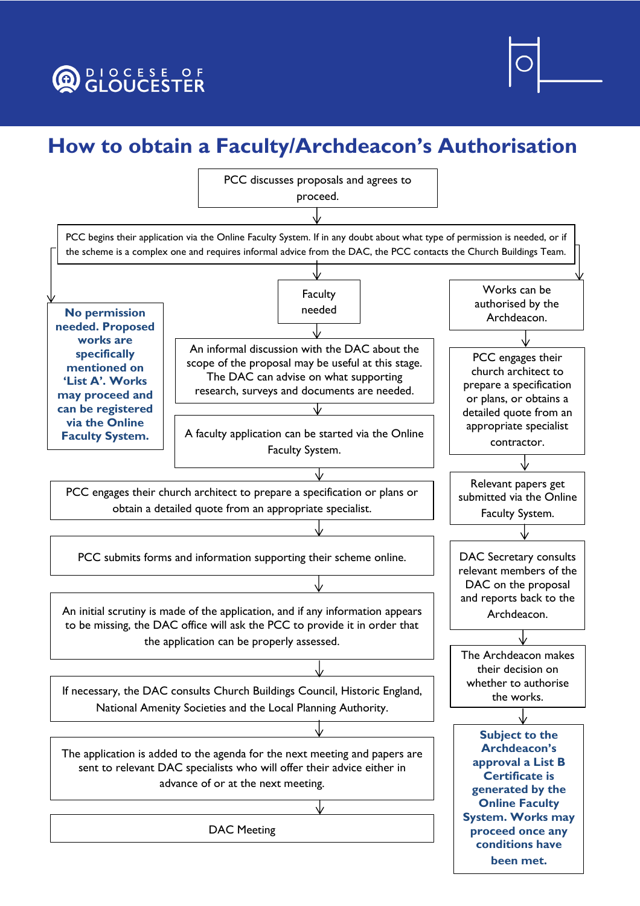DIOCESE OF GLOUCESTER

# How to obtain a Faculty/Archdeacon's Authorisation

PCC discusses proposals and agrees to proceed.

↓

PCC begins their application via the Online Faculty System. If in any doubt about what type of permission is needed, or if the scheme is a complex one and requires informal advice from the DAC, the PCC contacts the Church Buildings Team.

**No permission needed. Proposed works are specifically mentioned on 'List A'. Works may proceed and can be registered via the Online Faculty System.**

Faculty needed

↓

An informal discussion with the DAC about the scope of the proposal may be useful at this stage. The DAC can advise on what supporting research, surveys and documents are needed.

↓

A faculty application can be started via the Online Faculty System.

↓

PCC engages their church architect to prepare a specification or plans or obtain a detailed quote from an appropriate specialist.

↓

PCC submits forms and information supporting their scheme online.

↓

An initial scrutiny is made of the application, and if any information appears to be missing, the DAC office will ask the PCC to provide it in order that the application can be properly assessed.

↓

If necessary, the DAC consults Church Buildings Council, Historic England, National Amenity Societies and the Local Planning Authority.

↓

The application is added to the agenda for the next meeting and papers are sent to relevant DAC specialists who will offer their advice either in advance of or at the next meeting.

↓

DAC Meeting

Works can be authorised by the Archdeacon.

↓

PCC engages their church architect to prepare a specification or plans, or obtains a detailed quote from an appropriate specialist contractor.

↓

Relevant papers get submitted via the Online Faculty System.

↓

DAC Secretary consults relevant members of the DAC on the proposal and reports back to the Archdeacon.

↓

The Archdeacon makes their decision on whether to authorise the works.

↓

**Subject to the Archdeacon's approval a List B Certificate is generated by the Online Faculty System. Works may proceed once any conditions have been met.**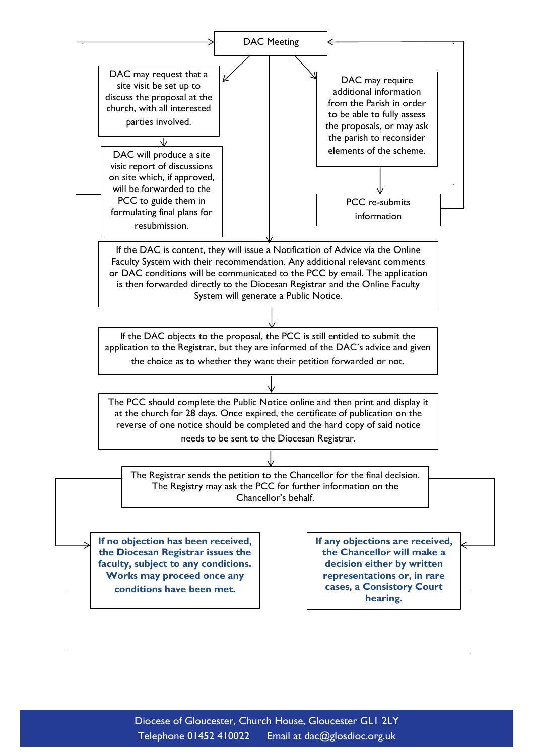DAC Meeting

DAC may request that a site visit be set up to discuss the proposal at the church, with all interested parties involved.

DAC will produce a site visit report of discussions on site which, if approved, will be forwarded to the PCC to guide them in formulating final plans for resubmission.

DAC may require additional information from the Parish in order to be able to fully assess the proposals, or may ask the parish to reconsider elements of the scheme.

PCC re-submits information

If the DAC is content, they will issue a Notification of Advice via the Online Faculty System with their recommendation. Any additional relevant comments or DAC conditions will be communicated to the PCC by email. The application is then forwarded directly to the Diocesan Registrar and the Online Faculty System will generate a Public Notice.

If the DAC objects to the proposal, the PCC is still entitled to submit the application to the Registrar, but they are informed of the DAC's advice and given the choice as to whether they want their petition forwarded or not.

The PCC should complete the Public Notice online and then print and display it at the church for 28 days. Once expired, the certificate of publication on the reverse of one notice should be completed and the hard copy of said notice needs to be sent to the Diocesan Registrar.

The Registrar sends the petition to the Chancellor for the final decision. The Registry may ask the PCC for further information on the Chancellor's behalf.

**If no objection has been received, the Diocesan Registrar issues the faculty, subject to any conditions. Works may proceed once any conditions have been met.**

**If any objections are received, the Chancellor will make a decision either by written representations or, in rare cases, a Consistory Court hearing.**

Diocese of Gloucester, Church House, Gloucester GL1 2LY
Telephone 01452 410022 Email at dac@glosdioc.org.uk